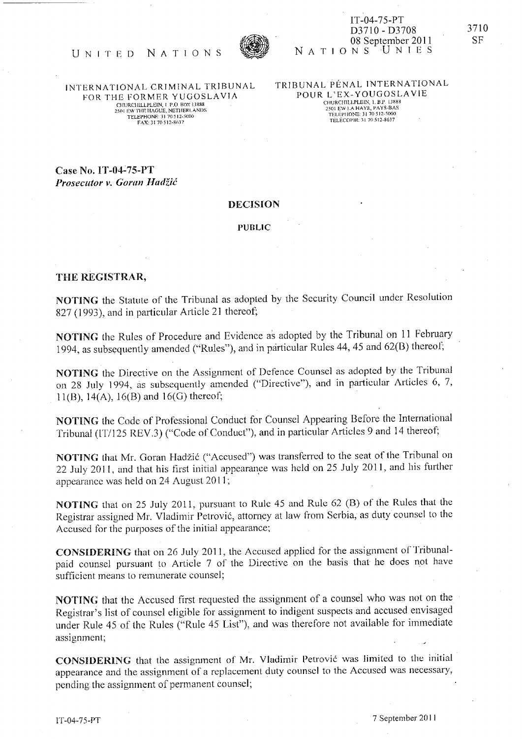IT-04-75-PT
D3710 - D3708
08 September 2011

3710
SF

UNITED NATIONS — NATIONS UNIES

INTERNATIONAL CRIMINAL TRIBUNAL FOR THE FORMER YUGOSLAVIA
CHURCHILLPLEIN, 1. P.O. BOX 13888
2501 EW THE HAGUE, NETHERLANDS
TELEPHONE: 31 70 512-5000
FAX: 31 70 512-8637

TRIBUNAL PÉNAL INTERNATIONAL POUR L'EX-YOUGOSLAVIE
CHURCHILLPLEIN, 1. B.P. 13888
2501 EW LA HAYE, PAYS-BAS
TÉLÉPHONE: 31 70 512-5000
TÉLÉCOPIE: 31 70 512-8637

**Case No. IT-04-75-PT**
***Prosecutor v. Goran Hadžić***

**DECISION**

**PUBLIC**

**THE REGISTRAR,**

**NOTING** the Statute of the Tribunal as adopted by the Security Council under Resolution 827 (1993), and in particular Article 21 thereof;

**NOTING** the Rules of Procedure and Evidence as adopted by the Tribunal on 11 February 1994, as subsequently amended ("Rules"), and in particular Rules 44, 45 and 62(B) thereof;

**NOTING** the Directive on the Assignment of Defence Counsel as adopted by the Tribunal on 28 July 1994, as subsequently amended ("Directive"), and in particular Articles 6, 7, 11(B), 14(A), 16(B) and 16(G) thereof;

**NOTING** the Code of Professional Conduct for Counsel Appearing Before the International Tribunal (IT/125 REV.3) ("Code of Conduct"), and in particular Articles 9 and 14 thereof;

**NOTING** that Mr. Goran Hadžić ("Accused") was transferred to the seat of the Tribunal on 22 July 2011, and that his first initial appearance was held on 25 July 2011, and his further appearance was held on 24 August 2011;

**NOTING** that on 25 July 2011, pursuant to Rule 45 and Rule 62 (B) of the Rules that the Registrar assigned Mr. Vladimir Petrović, attorney at law from Serbia, as duty counsel to the Accused for the purposes of the initial appearance;

**CONSIDERING** that on 26 July 2011, the Accused applied for the assignment of Tribunal-paid counsel pursuant to Article 7 of the Directive on the basis that he does not have sufficient means to remunerate counsel;

**NOTING** that the Accused first requested the assignment of a counsel who was not on the Registrar's list of counsel eligible for assignment to indigent suspects and accused envisaged under Rule 45 of the Rules ("Rule 45 List"), and was therefore not available for immediate assignment;

**CONSIDERING** that the assignment of Mr. Vladimir Petrović was limited to the initial appearance and the assignment of a replacement duty counsel to the Accused was necessary, pending the assignment of permanent counsel;

IT-04-75-PT — 7 September 2011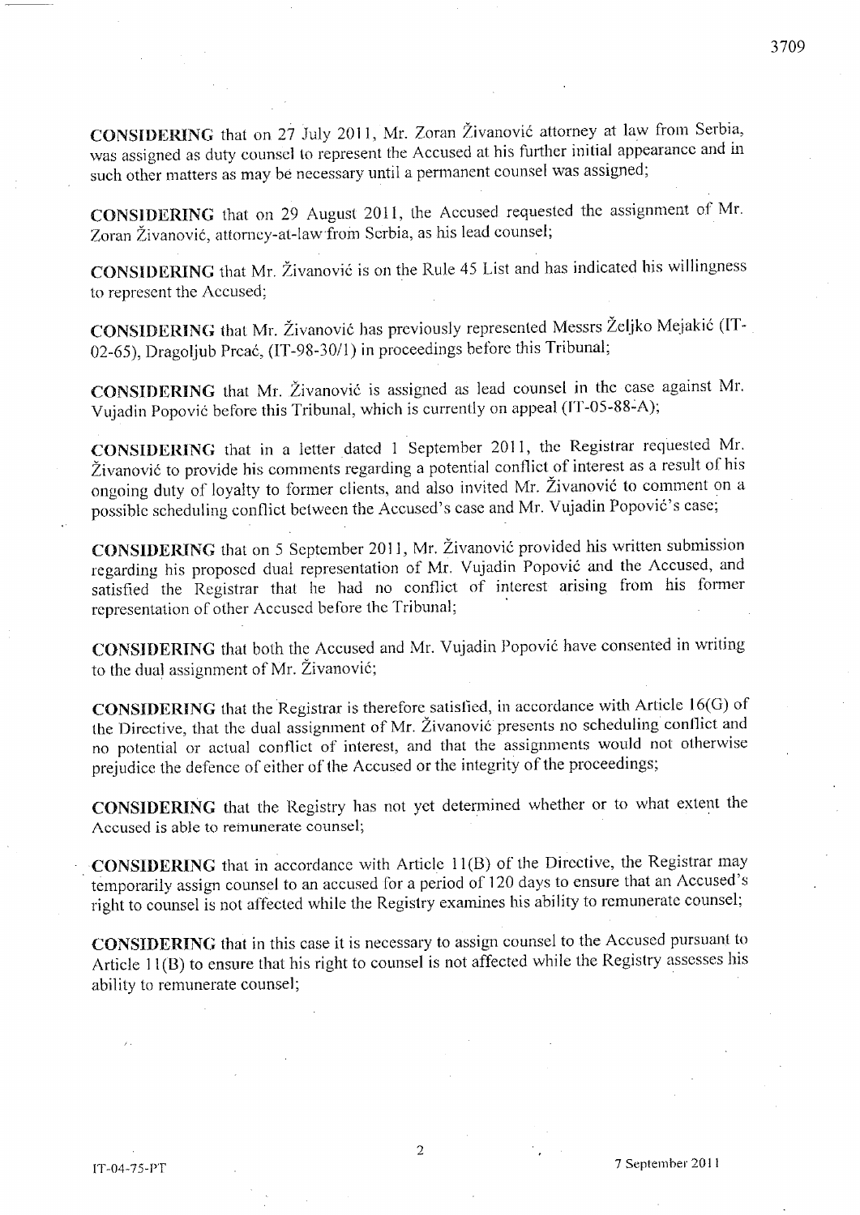**CONSIDERING** that on 27 July 2011, Mr. Zoran Živanović attorney at law from Serbia, was assigned as duty counsel to represent the Accused at his further initial appearance and in such other matters as may be necessary until a permanent counsel was assigned;

**CONSIDERING** that on 29 August 2011, the Accused requested the assignment of Mr. Zoran Živanović, attorney-at-law from Serbia, as his lead counsel;

**CONSIDERING** that Mr. Živanović is on the Rule 45 List and has indicated his willingness to represent the Accused;

**CONSIDERING** that Mr. Živanović has previously represented Messrs Željko Mejakić (IT-02-65), Dragoljub Prcać, (IT-98-30/1) in proceedings before this Tribunal;

**CONSIDERING** that Mr. Živanović is assigned as lead counsel in the case against Mr. Vujadin Popović before this Tribunal, which is currently on appeal (IT-05-88-A);

**CONSIDERING** that in a letter dated 1 September 2011, the Registrar requested Mr. Živanović to provide his comments regarding a potential conflict of interest as a result of his ongoing duty of loyalty to former clients, and also invited Mr. Živanović to comment on a possible scheduling conflict between the Accused's case and Mr. Vujadin Popović's case;

**CONSIDERING** that on 5 September 2011, Mr. Živanović provided his written submission regarding his proposed dual representation of Mr. Vujadin Popović and the Accused, and satisfied the Registrar that he had no conflict of interest arising from his former representation of other Accused before the Tribunal;

**CONSIDERING** that both the Accused and Mr. Vujadin Popović have consented in writing to the dual assignment of Mr. Živanović;

**CONSIDERING** that the Registrar is therefore satisfied, in accordance with Article 16(G) of the Directive, that the dual assignment of Mr. Živanović presents no scheduling conflict and no potential or actual conflict of interest, and that the assignments would not otherwise prejudice the defence of either of the Accused or the integrity of the proceedings;

**CONSIDERING** that the Registry has not yet determined whether or to what extent the Accused is able to remunerate counsel;

**CONSIDERING** that in accordance with Article 11(B) of the Directive, the Registrar may temporarily assign counsel to an accused for a period of 120 days to ensure that an Accused's right to counsel is not affected while the Registry examines his ability to remunerate counsel;

**CONSIDERING** that in this case it is necessary to assign counsel to the Accused pursuant to Article 11(B) to ensure that his right to counsel is not affected while the Registry assesses his ability to remunerate counsel;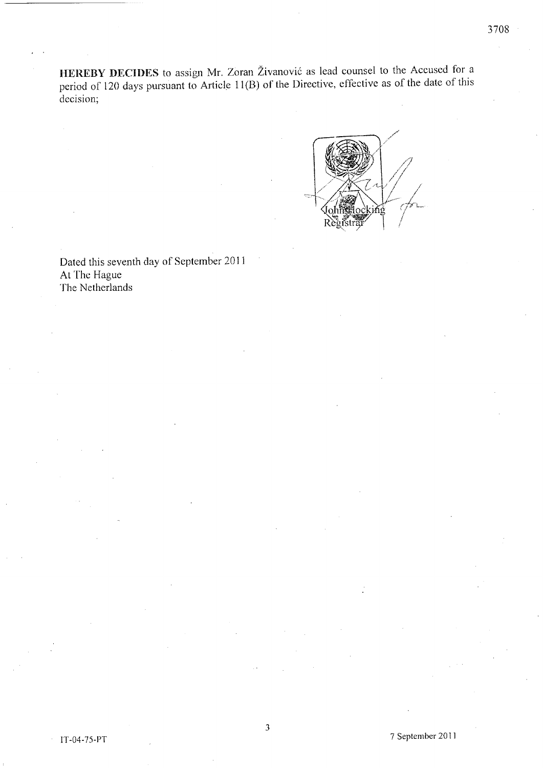**HEREBY DECIDES** to assign Mr. Zoran Živanović as lead counsel to the Accused for a period of 120 days pursuant to Article 11(B) of the Directive, effective as of the date of this decision;

John Hocking
Registrar

Dated this seventh day of September 2011
At The Hague
The Netherlands

IT-04-75-PT

7 September 2011